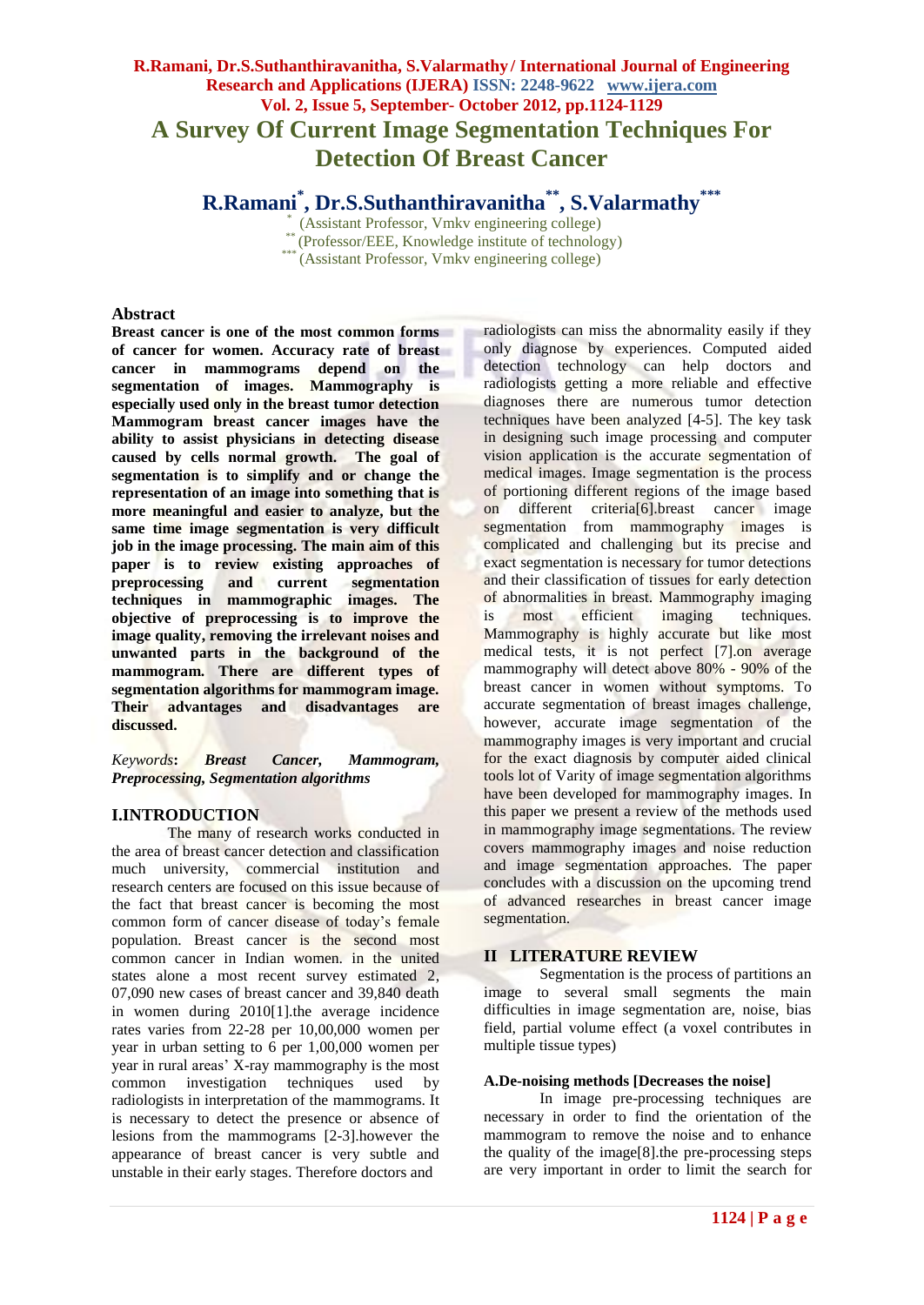# A Survey Of Current Image Segmentation Techniques For Detection Of Breast Cancer

**R.Ramani[\*], Dr.S.Suthanthiravanitha[\*\*], S.Valarmathy[\*\*\*]**

[\*] (Assistant Professor, Vmkv engineering college)
[\*\*] (Professor/EEE, Knowledge institute of technology)
[\*\*\*] (Assistant Professor, Vmkv engineering college)

## Abstract

**Breast cancer is one of the most common forms of cancer for women. Accuracy rate of breast cancer in mammograms depend on the segmentation of images. Mammography is especially used only in the breast tumor detection Mammogram breast cancer images have the ability to assist physicians in detecting disease caused by cells normal growth. The goal of segmentation is to simplify and or change the representation of an image into something that is more meaningful and easier to analyze, but the same time image segmentation is very difficult job in the image processing. The main aim of this paper is to review existing approaches of preprocessing and current segmentation techniques in mammographic images. The objective of preprocessing is to improve the image quality, removing the irrelevant noises and unwanted parts in the background of the mammogram. There are different types of segmentation algorithms for mammogram image. Their advantages and disadvantages are discussed.**

*Keywords*: ***Breast Cancer, Mammogram, Preprocessing, Segmentation algorithms***

## I.INTRODUCTION

The many of research works conducted in the area of breast cancer detection and classification much university, commercial institution and research centers are focused on this issue because of the fact that breast cancer is becoming the most common form of cancer disease of today's female population. Breast cancer is the second most common cancer in Indian women. in the united states alone a most recent survey estimated 2, 07,090 new cases of breast cancer and 39,840 death in women during 2010[1].the average incidence rates varies from 22-28 per 10,00,000 women per year in urban setting to 6 per 1,00,000 women per year in rural areas' X-ray mammography is the most common investigation techniques used by radiologists in interpretation of the mammograms. It is necessary to detect the presence or absence of lesions from the mammograms [2-3].however the appearance of breast cancer is very subtle and unstable in their early stages. Therefore doctors and radiologists can miss the abnormality easily if they only diagnose by experiences. Computed aided detection technology can help doctors and radiologists getting a more reliable and effective diagnoses there are numerous tumor detection techniques have been analyzed [4-5]. The key task in designing such image processing and computer vision application is the accurate segmentation of medical images. Image segmentation is the process of portioning different regions of the image based on different criteria[6].breast cancer image segmentation from mammography images is complicated and challenging but its precise and exact segmentation is necessary for tumor detections and their classification of tissues for early detection of abnormalities in breast. Mammography imaging is most efficient imaging techniques. Mammography is highly accurate but like most medical tests, it is not perfect [7].on average mammography will detect above 80% - 90% of the breast cancer in women without symptoms. To accurate segmentation of breast images challenge, however, accurate image segmentation of the mammography images is very important and crucial for the exact diagnosis by computer aided clinical tools lot of Varity of image segmentation algorithms have been developed for mammography images. In this paper we present a review of the methods used in mammography image segmentations. The review covers mammography images and noise reduction and image segmentation approaches. The paper concludes with a discussion on the upcoming trend of advanced researches in breast cancer image segmentation.

## II LITERATURE REVIEW

Segmentation is the process of partitions an image to several small segments the main difficulties in image segmentation are, noise, bias field, partial volume effect (a voxel contributes in multiple tissue types)

### A.De-noising methods [Decreases the noise]

In image pre-processing techniques are necessary in order to find the orientation of the mammogram to remove the noise and to enhance the quality of the image[8].the pre-processing steps are very important in order to limit the search for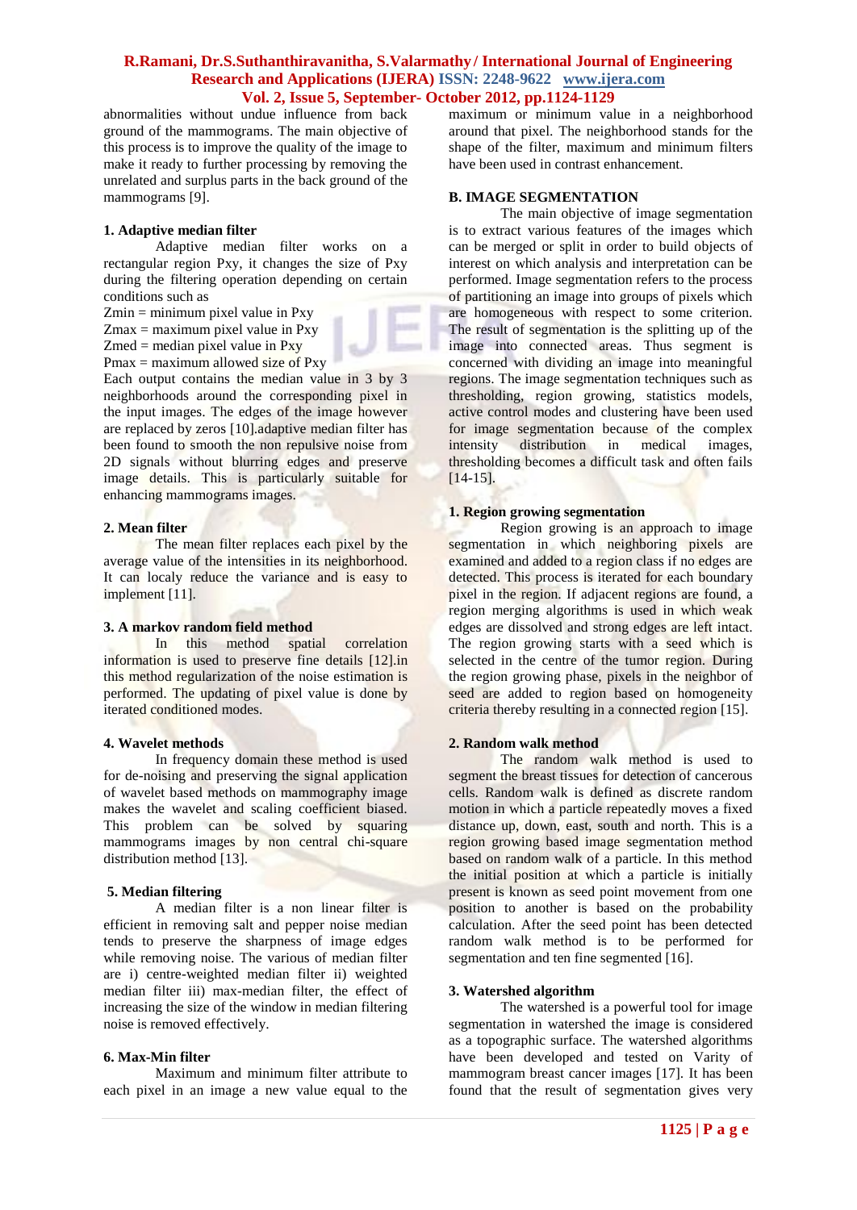abnormalities without undue influence from back ground of the mammograms. The main objective of this process is to improve the quality of the image to make it ready to further processing by removing the unrelated and surplus parts in the back ground of the mammograms [9].

### 1. Adaptive median filter

Adaptive median filter works on a rectangular region Pxy, it changes the size of Pxy during the filtering operation depending on certain conditions such as

Zmin = minimum pixel value in Pxy
Zmax = maximum pixel value in Pxy
Zmed = median pixel value in Pxy
Pmax = maximum allowed size of Pxy

Each output contains the median value in 3 by 3 neighborhoods around the corresponding pixel in the input images. The edges of the image however are replaced by zeros [10].adaptive median filter has been found to smooth the non repulsive noise from 2D signals without blurring edges and preserve image details. This is particularly suitable for enhancing mammograms images.

### 2. Mean filter

The mean filter replaces each pixel by the average value of the intensities in its neighborhood. It can localy reduce the variance and is easy to implement [11].

### 3. A markov random field method

In this method spatial correlation information is used to preserve fine details [12].in this method regularization of the noise estimation is performed. The updating of pixel value is done by iterated conditioned modes.

### 4. Wavelet methods

In frequency domain these method is used for de-noising and preserving the signal application of wavelet based methods on mammography image makes the wavelet and scaling coefficient biased. This problem can be solved by squaring mammograms images by non central chi-square distribution method [13].

### 5. Median filtering

A median filter is a non linear filter is efficient in removing salt and pepper noise median tends to preserve the sharpness of image edges while removing noise. The various of median filter are i) centre-weighted median filter ii) weighted median filter iii) max-median filter, the effect of increasing the size of the window in median filtering noise is removed effectively.

### 6. Max-Min filter

Maximum and minimum filter attribute to each pixel in an image a new value equal to the maximum or minimum value in a neighborhood around that pixel. The neighborhood stands for the shape of the filter, maximum and minimum filters have been used in contrast enhancement.

## B. IMAGE SEGMENTATION

The main objective of image segmentation is to extract various features of the images which can be merged or split in order to build objects of interest on which analysis and interpretation can be performed. Image segmentation refers to the process of partitioning an image into groups of pixels which are homogeneous with respect to some criterion. The result of segmentation is the splitting up of the image into connected areas. Thus segment is concerned with dividing an image into meaningful regions. The image segmentation techniques such as thresholding, region growing, statistics models, active control modes and clustering have been used for image segmentation because of the complex intensity distribution in medical images, thresholding becomes a difficult task and often fails [14-15].

### 1. Region growing segmentation

Region growing is an approach to image segmentation in which neighboring pixels are examined and added to a region class if no edges are detected. This process is iterated for each boundary pixel in the region. If adjacent regions are found, a region merging algorithms is used in which weak edges are dissolved and strong edges are left intact. The region growing starts with a seed which is selected in the centre of the tumor region. During the region growing phase, pixels in the neighbor of seed are added to region based on homogeneity criteria thereby resulting in a connected region [15].

### 2. Random walk method

The random walk method is used to segment the breast tissues for detection of cancerous cells. Random walk is defined as discrete random motion in which a particle repeatedly moves a fixed distance up, down, east, south and north. This is a region growing based image segmentation method based on random walk of a particle. In this method the initial position at which a particle is initially present is known as seed point movement from one position to another is based on the probability calculation. After the seed point has been detected random walk method is to be performed for segmentation and ten fine segmented [16].

### 3. Watershed algorithm

The watershed is a powerful tool for image segmentation in watershed the image is considered as a topographic surface. The watershed algorithms have been developed and tested on Varity of mammogram breast cancer images [17]. It has been found that the result of segmentation gives very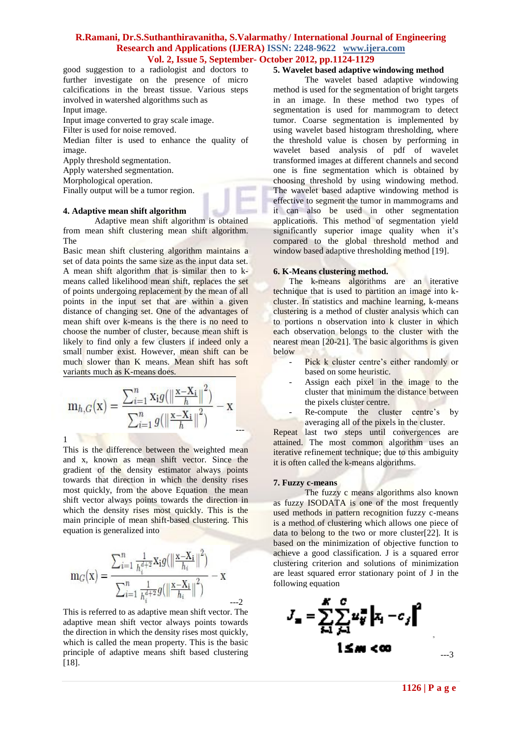good suggestion to a radiologist and doctors to further investigate on the presence of micro calcifications in the breast tissue. Various steps involved in watershed algorithms such as

Input image.

Input image converted to gray scale image.

Filter is used for noise removed.

Median filter is used to enhance the quality of image.

Apply threshold segmentation.

Apply watershed segmentation.

Morphological operation.

Finally output will be a tumor region.

### 4. Adaptive mean shift algorithm

Adaptive mean shift algorithm is obtained from mean shift clustering mean shift algorithm. The

Basic mean shift clustering algorithm maintains a set of data points the same size as the input data set. A mean shift algorithm that is similar then to k-means called likelihood mean shift, replaces the set of points undergoing replacement by the mean of all points in the input set that are within a given distance of changing set. One of the advantages of mean shift over k-means is the there is no need to choose the number of cluster, because mean shift is likely to find only a few clusters if indeed only a small number exist. However, mean shift can be much slower than K means. Mean shift has soft variants much as K-means does.

$$m_{h,G}(x) = \frac{\sum_{i=1}^{n} x_i g\left(\left\|\frac{x-X_i}{h}\right\|^2\right)}{\sum_{i=1}^{n} g\left(\left\|\frac{x-X_i}{h}\right\|^2\right)} - x \quad \text{---1}$$

This is the difference between the weighted mean and x, known as mean shift vector. Since the gradient of the density estimator always points towards that direction in which the density rises most quickly, from the above Equation the mean shift vector always points towards the direction in which the density rises most quickly. This is the main principle of mean shift-based clustering. This equation is generalized into

$$m_G(x) = \frac{\sum_{i=1}^{n} \frac{1}{h_i^{d+2}} x_i g\left(\left\|\frac{x-X_i}{h_i}\right\|^2\right)}{\sum_{i=1}^{n} \frac{1}{h_i^{d+2}} g\left(\left\|\frac{x-X_i}{h_i}\right\|^2\right)} - x \quad \text{---2}$$

This is referred to as adaptive mean shift vector. The adaptive mean shift vector always points towards the direction in which the density rises most quickly, which is called the mean property. This is the basic principle of adaptive means shift based clustering [18].

### 5. Wavelet based adaptive windowing method

The wavelet based adaptive windowing method is used for the segmentation of bright targets in an image. In these method two types of segmentation is used for mammogram to detect tumor. Coarse segmentation is implemented by using wavelet based histogram thresholding, where the threshold value is chosen by performing in wavelet based analysis of pdf of wavelet transformed images at different channels and second one is fine segmentation which is obtained by choosing threshold by using windowing method. The wavelet based adaptive windowing method is effective to segment the tumor in mammograms and it can also be used in other segmentation applications. This method of segmentation yield significantly superior image quality when it's compared to the global threshold method and window based adaptive thresholding method [19].

### 6. K-Means clustering method.

The k-means algorithms are an iterative technique that is used to partition an image into k-cluster. In statistics and machine learning, k-means clustering is a method of cluster analysis which can to portions n observation into k cluster in which each observation belongs to the cluster with the nearest mean [20-21]. The basic algorithms is given below

- Pick k cluster centre's either randomly or based on some heuristic.
- Assign each pixel in the image to the cluster that minimum the distance between the pixels cluster centre.
- Re-compute the cluster centre's by averaging all of the pixels in the cluster.

Repeat last two steps until convergences are attained. The most common algorithm uses an iterative refinement technique; due to this ambiguity it is often called the k-means algorithms.

### 7. Fuzzy c-means

The fuzzy c means algorithms also known as fuzzy ISODATA is one of the most frequently used methods in pattern recognition fuzzy c-means is a method of clustering which allows one piece of data to belong to the two or more cluster[22]. It is based on the minimization of objective function to achieve a good classification. J is a squared error clustering criterion and solutions of minimization are least squared error stationary point of J in the following equation

$$J_m = \sum_{i=1}^{K} \sum_{j=1}^{C} u_{ij}^m \left\| x_i - c_j \right\|^2, \quad 1 \le m < \infty \quad \text{---3}$$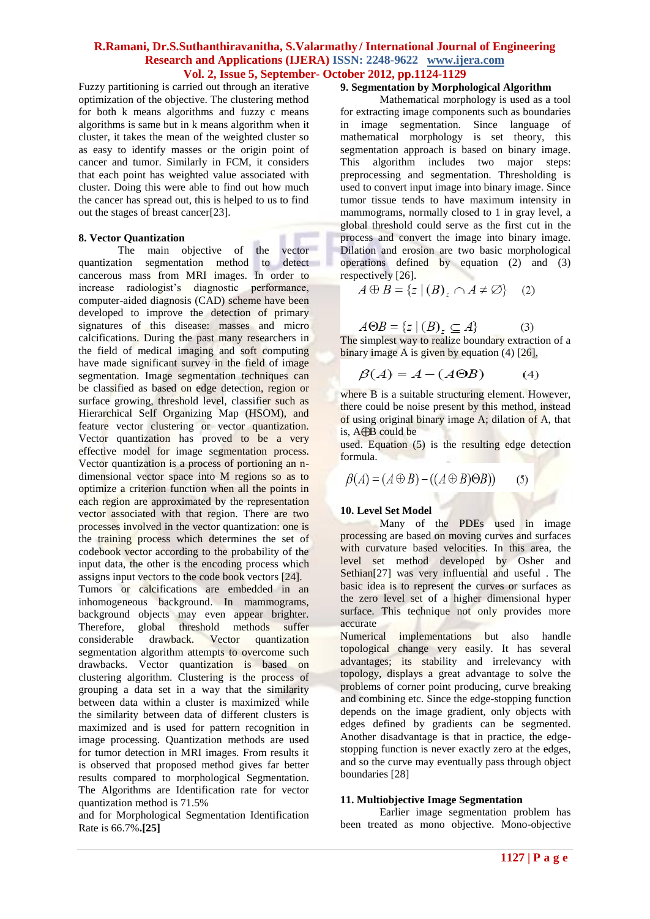Fuzzy partitioning is carried out through an iterative optimization of the objective. The clustering method for both k means algorithms and fuzzy c means algorithms is same but in k means algorithm when it cluster, it takes the mean of the weighted cluster so as easy to identify masses or the origin point of cancer and tumor. Similarly in FCM, it considers that each point has weighted value associated with cluster. Doing this were able to find out how much the cancer has spread out, this is helped to us to find out the stages of breast cancer[23].

## 8. Vector Quantization

The main objective of the vector quantization segmentation method to detect cancerous mass from MRI images. In order to increase radiologist's diagnostic performance, computer-aided diagnosis (CAD) scheme have been developed to improve the detection of primary signatures of this disease: masses and micro calcifications. During the past many researchers in the field of medical imaging and soft computing have made significant survey in the field of image segmentation. Image segmentation techniques can be classified as based on edge detection, region or surface growing, threshold level, classifier such as Hierarchical Self Organizing Map (HSOM), and feature vector clustering or vector quantization. Vector quantization has proved to be a very effective model for image segmentation process. Vector quantization is a process of portioning an n-dimensional vector space into M regions so as to optimize a criterion function when all the points in each region are approximated by the representation vector associated with that region. There are two processes involved in the vector quantization: one is the training process which determines the set of codebook vector according to the probability of the input data, the other is the encoding process which assigns input vectors to the code book vectors [24].
Tumors or calcifications are embedded in an inhomogeneous background. In mammograms, background objects may even appear brighter. Therefore, global threshold methods suffer considerable drawback. Vector quantization segmentation algorithm attempts to overcome such drawbacks. Vector quantization is based on clustering algorithm. Clustering is the process of grouping a data set in a way that the similarity between data within a cluster is maximized while the similarity between data of different clusters is maximized and is used for pattern recognition in image processing. Quantization methods are used for tumor detection in MRI images. From results it is observed that proposed method gives far better results compared to morphological Segmentation. The Algorithms are Identification rate for vector quantization method is 71.5%
and for Morphological Segmentation Identification Rate is 66.7%.**[25]**

## 9. Segmentation by Morphological Algorithm

Mathematical morphology is used as a tool for extracting image components such as boundaries in image segmentation. Since language of mathematical morphology is set theory, this segmentation approach is based on binary image. This algorithm includes two major steps: preprocessing and segmentation. Thresholding is used to convert input image into binary image. Since tumor tissue tends to have maximum intensity in mammograms, normally closed to 1 in gray level, a global threshold could serve as the first cut in the process and convert the image into binary image. Dilation and erosion are two basic morphological operations defined by equation (2) and (3) respectively [26].

$$A \oplus B = \{z \mid (B)_z \cap A \neq \varnothing\} \quad (2)$$

$$A \Theta B = \{z \mid (B)_z \subseteq A\} \quad (3)$$

The simplest way to realize boundary extraction of a binary image A is given by equation (4) [26],

$$\beta(A) = A - (A \Theta B) \quad (4)$$

where B is a suitable structuring element. However, there could be noise present by this method, instead of using original binary image A; dilation of A, that is, $A \oplus B$ could be used. Equation (5) is the resulting edge detection formula.

$$\beta(A) = (A \oplus B) - ((A \oplus B) \Theta B)) \quad (5)$$

## 10. Level Set Model

Many of the PDEs used in image processing are based on moving curves and surfaces with curvature based velocities. In this area, the level set method developed by Osher and Sethian[27] was very influential and useful . The basic idea is to represent the curves or surfaces as the zero level set of a higher dimensional hyper surface. This technique not only provides more accurate
Numerical implementations but also handle topological change very easily. It has several advantages; its stability and irrelevancy with topology, displays a great advantage to solve the problems of corner point producing, curve breaking and combining etc. Since the edge-stopping function depends on the image gradient, only objects with edges defined by gradients can be segmented. Another disadvantage is that in practice, the edge-stopping function is never exactly zero at the edges, and so the curve may eventually pass through object boundaries [28]

## 11. Multiobjective Image Segmentation

Earlier image segmentation problem has been treated as mono objective. Mono-objective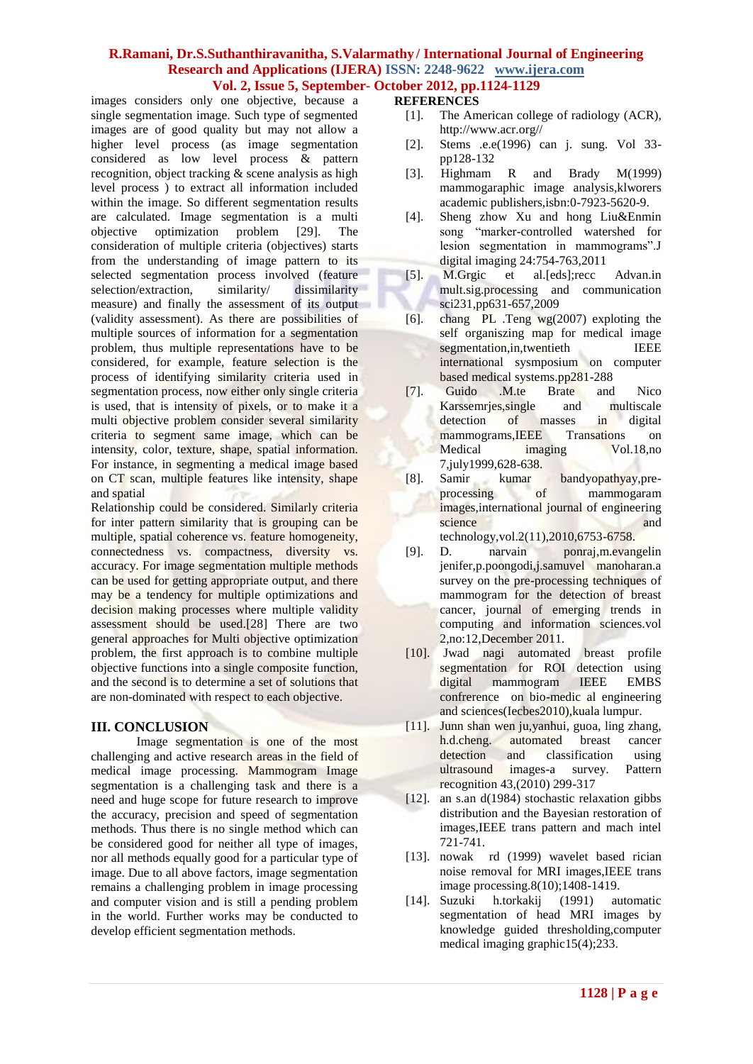images considers only one objective, because a single segmentation image. Such type of segmented images are of good quality but may not allow a higher level process (as image segmentation considered as low level process & pattern recognition, object tracking & scene analysis as high level process ) to extract all information included within the image. So different segmentation results are calculated. Image segmentation is a multi objective optimization problem [29]. The consideration of multiple criteria (objectives) starts from the understanding of image pattern to its selected segmentation process involved (feature selection/extraction, similarity/ dissimilarity measure) and finally the assessment of its output (validity assessment). As there are possibilities of multiple sources of information for a segmentation problem, thus multiple representations have to be considered, for example, feature selection is the process of identifying similarity criteria used in segmentation process, now either only single criteria is used, that is intensity of pixels, or to make it a multi objective problem consider several similarity criteria to segment same image, which can be intensity, color, texture, shape, spatial information. For instance, in segmenting a medical image based on CT scan, multiple features like intensity, shape and spatial

Relationship could be considered. Similarly criteria for inter pattern similarity that is grouping can be multiple, spatial coherence vs. feature homogeneity, connectedness vs. compactness, diversity vs. accuracy. For image segmentation multiple methods can be used for getting appropriate output, and there may be a tendency for multiple optimizations and decision making processes where multiple validity assessment should be used.[28] There are two general approaches for Multi objective optimization problem, the first approach is to combine multiple objective functions into a single composite function, and the second is to determine a set of solutions that are non-dominated with respect to each objective.

## III. CONCLUSION

Image segmentation is one of the most challenging and active research areas in the field of medical image processing. Mammogram Image segmentation is a challenging task and there is a need and huge scope for future research to improve the accuracy, precision and speed of segmentation methods. Thus there is no single method which can be considered good for neither all type of images, nor all methods equally good for a particular type of image. Due to all above factors, image segmentation remains a challenging problem in image processing and computer vision and is still a pending problem in the world. Further works may be conducted to develop efficient segmentation methods.

## REFERENCES

[1]. The American college of radiology (ACR), http://www.acr.org//

[2]. Stems .e.e(1996) can j. sung. Vol 33-pp128-132

[3]. Highmam R and Brady M(1999) mammogaraphic image analysis,klworers academic publishers,isbn:0-7923-5620-9.

[4]. Sheng zhow Xu and hong Liu&Enmin song "marker-controlled watershed for lesion segmentation in mammograms".J digital imaging 24:754-763,2011

[5]. M.Grgic et al.[eds];recc Advan.in mult.sig.processing and communication sci231,pp631-657,2009

[6]. chang PL .Teng wg(2007) exploting the self organiszing map for medical image segmentation,in,twentieth IEEE international sympsoium on computer based medical systems.pp281-288

[7]. Guido .M.te Brate and Nico Karssemrjes,single and multiscale detection of masses in digital mammograms,IEEE Transactions on Medical imaging Vol.18,no 7,july1999,628-638.

[8]. Samir kumar bandyopathyay,pre-processing of mammogaram images,international journal of engineering science and technology,vol.2(11),2010,6753-6758.

[9]. D. narvain ponraj,m.evangelin jenifer,p.poongodi,j.samuvel manoharan.a survey on the pre-processing techniques of mammogram for the detection of breast cancer, journal of emerging trends in computing and information sciences.vol 2,no:12,December 2011.

[10]. Jwad nagi automated breast profile segmentation for ROI detection using digital mammogram IEEE EMBS confrerence on bio-medic al engineering and sciences(Iecbes2010),kuala lumpur.

[11]. Junn shan wen ju,yanhui, guoa, ling zhang, h.d.cheng. automated breast cancer detection and classification using ultrasound images-a survey. Pattern recognition 43,(2010) 299-317

[12]. an s.an d(1984) stochastic relaxation gibbs distribution and the Bayesian restoration of images,IEEE trans pattern and mach intel 721-741.

[13]. nowak rd (1999) wavelet based rician noise removal for MRI images,IEEE trans image processing.8(10);1408-1419.

[14]. Suzuki h.torkakij (1991) automatic segmentation of head MRI images by knowledge guided thresholding,computer medical imaging graphic15(4);233.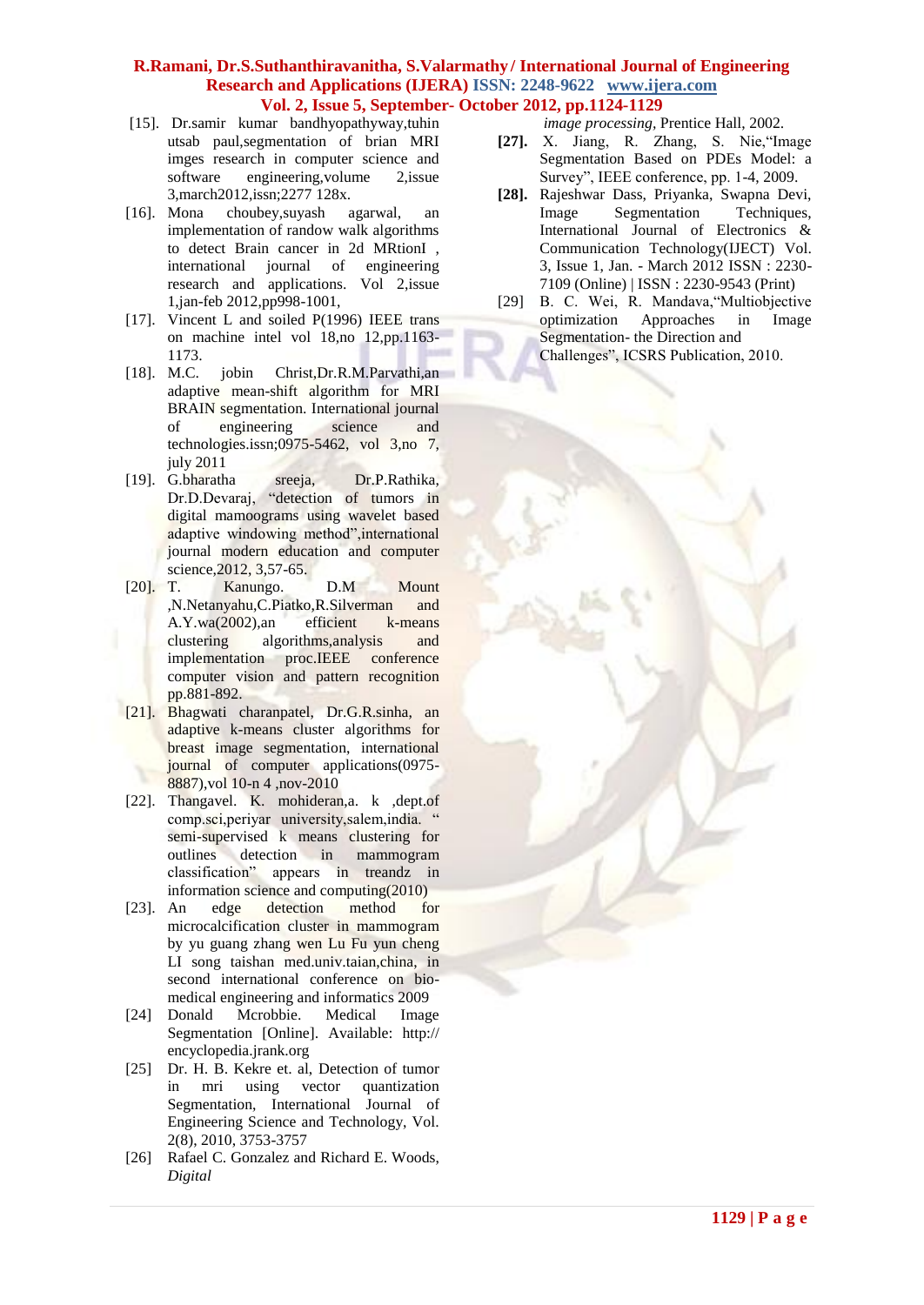[15]. Dr.samir kumar bandhyopathyway,tuhin utsab paul,segmentation of brian MRI imges research in computer science and software engineering,volume 2,issue 3,march2012,issn;2277 128x.

[16]. Mona choubey,suyash agarwal, an implementation of randow walk algorithms to detect Brain cancer in 2d MRtionI , international journal of engineering research and applications. Vol 2,issue 1,jan-feb 2012,pp998-1001,

[17]. Vincent L and soiled P(1996) IEEE trans on machine intel vol 18,no 12,pp.1163-1173.

[18]. M.C. jobin Christ,Dr.R.M.Parvathi,an adaptive mean-shift algorithm for MRI BRAIN segmentation. International journal of engineering science and technologies.issn;0975-5462, vol 3,no 7, july 2011

[19]. G.bharatha sreeja, Dr.P.Rathika, Dr.D.Devaraj, "detection of tumors in digital mamoograms using wavelet based adaptive windowing method",international journal modern education and computer science,2012, 3,57-65.

[20]. T. Kanungo. D.M Mount ,N.Netanyahu,C.Piatko,R.Silverman and A.Y.wa(2002),an efficient k-means clustering algorithms,analysis and implementation proc.IEEE conference computer vision and pattern recognition pp.881-892.

[21]. Bhagwati charanpatel, Dr.G.R.sinha, an adaptive k-means cluster algorithms for breast image segmentation, international journal of computer applications(0975-8887),vol 10-n 4 ,nov-2010

[22]. Thangavel. K. mohideran,a. k ,dept.of comp.sci,periyar university,salem,india. " semi-supervised k means clustering for outlines detection in mammogram classification" appears in treandz in information science and computing(2010)

[23]. An edge detection method for microcalcification cluster in mammogram by yu guang zhang wen Lu Fu yun cheng LI song taishan med.univ.taian,china, in second international conference on bio-medical engineering and informatics 2009

[24] Donald Mcrobbie. Medical Image Segmentation [Online]. Available: http:// encyclopedia.jrank.org

[25] Dr. H. B. Kekre et. al, Detection of tumor in mri using vector quantization Segmentation, International Journal of Engineering Science and Technology, Vol. 2(8), 2010, 3753-3757

[26] Rafael C. Gonzalez and Richard E. Woods, *Digital image processing*, Prentice Hall, 2002.

**[27].** X. Jiang, R. Zhang, S. Nie,"Image Segmentation Based on PDEs Model: a Survey", IEEE conference, pp. 1-4, 2009.

**[28].** Rajeshwar Dass, Priyanka, Swapna Devi, Image Segmentation Techniques, International Journal of Electronics & Communication Technology(IJECT) Vol. 3, Issue 1, Jan. - March 2012 ISSN : 2230-7109 (Online) | ISSN : 2230-9543 (Print)

[29] B. C. Wei, R. Mandava,"Multiobjective optimization Approaches in Image Segmentation- the Direction and Challenges", ICSRS Publication, 2010.